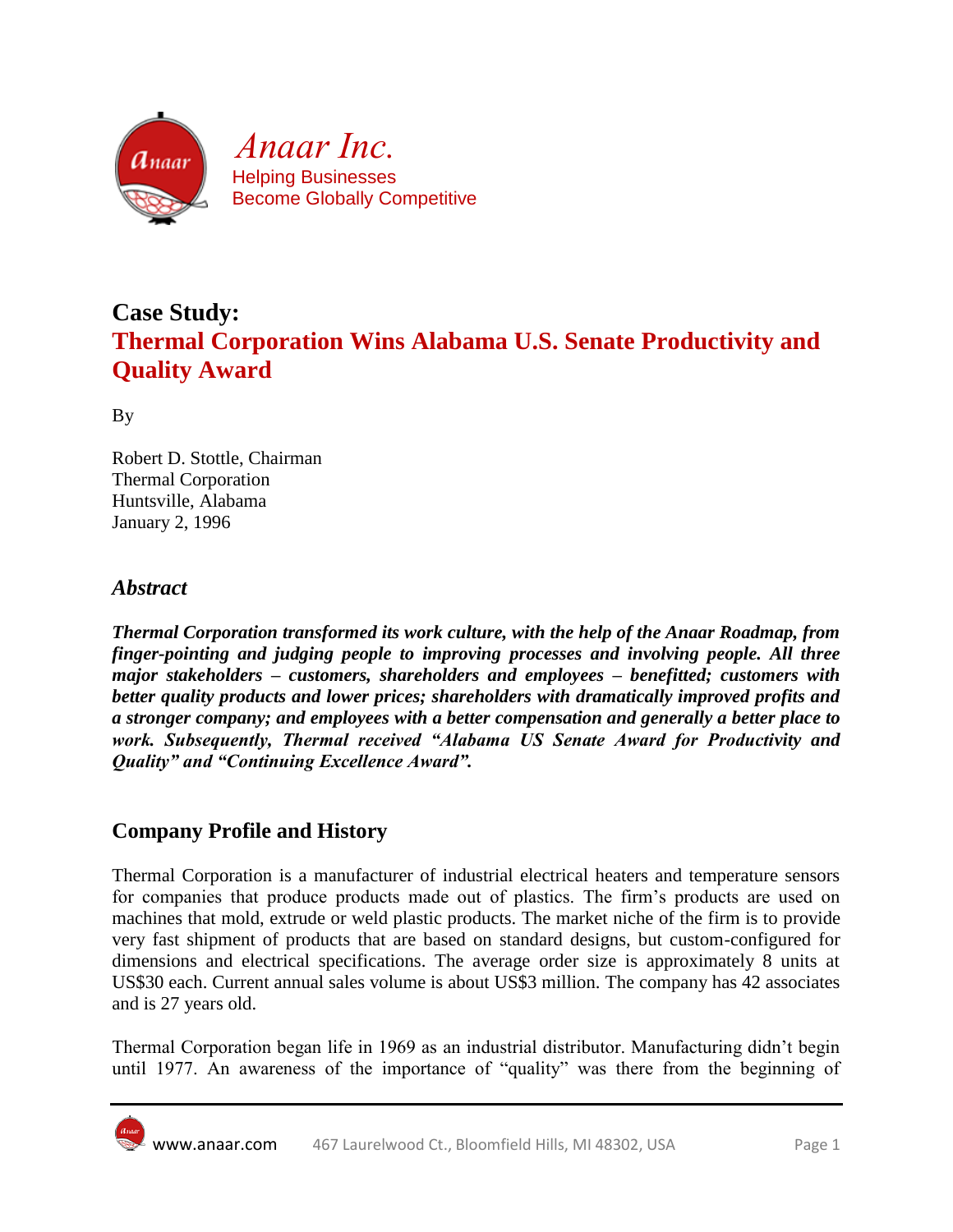*Anaar Inc.*
Helping Businesses
Become Globally Competitive

## Case Study:
## Thermal Corporation Wins Alabama U.S. Senate Productivity and Quality Award

By

Robert D. Stottle, Chairman
Thermal Corporation
Huntsville, Alabama
January 2, 1996

### *Abstract*

***Thermal Corporation transformed its work culture, with the help of the Anaar Roadmap, from finger-pointing and judging people to improving processes and involving people. All three major stakeholders – customers, shareholders and employees – benefitted; customers with better quality products and lower prices; shareholders with dramatically improved profits and a stronger company; and employees with a better compensation and generally a better place to work. Subsequently, Thermal received "Alabama US Senate Award for Productivity and Quality" and "Continuing Excellence Award".***

### Company Profile and History

Thermal Corporation is a manufacturer of industrial electrical heaters and temperature sensors for companies that produce products made out of plastics. The firm's products are used on machines that mold, extrude or weld plastic products. The market niche of the firm is to provide very fast shipment of products that are based on standard designs, but custom-configured for dimensions and electrical specifications. The average order size is approximately 8 units at US$30 each. Current annual sales volume is about US$3 million. The company has 42 associates and is 27 years old.

Thermal Corporation began life in 1969 as an industrial distributor. Manufacturing didn't begin until 1977. An awareness of the importance of "quality" was there from the beginning of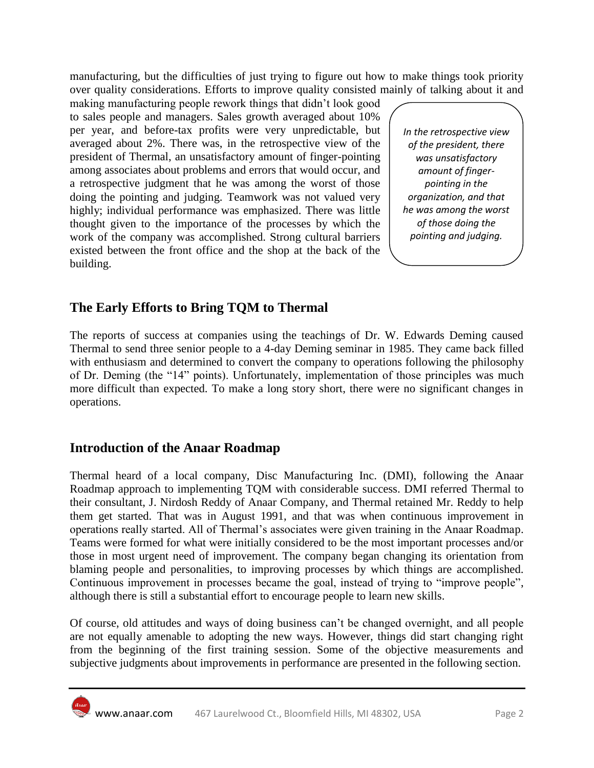manufacturing, but the difficulties of just trying to figure out how to make things took priority over quality considerations. Efforts to improve quality consisted mainly of talking about it and making manufacturing people rework things that didn't look good to sales people and managers. Sales growth averaged about 10% per year, and before-tax profits were very unpredictable, but averaged about 2%. There was, in the retrospective view of the president of Thermal, an unsatisfactory amount of finger-pointing among associates about problems and errors that would occur, and a retrospective judgment that he was among the worst of those doing the pointing and judging. Teamwork was not valued very highly; individual performance was emphasized. There was little thought given to the importance of the processes by which the work of the company was accomplished. Strong cultural barriers existed between the front office and the shop at the back of the building.

> *In the retrospective view of the president, there was unsatisfactory amount of finger-pointing in the organization, and that he was among the worst of those doing the pointing and judging.*

## The Early Efforts to Bring TQM to Thermal

The reports of success at companies using the teachings of Dr. W. Edwards Deming caused Thermal to send three senior people to a 4-day Deming seminar in 1985. They came back filled with enthusiasm and determined to convert the company to operations following the philosophy of Dr. Deming (the "14" points). Unfortunately, implementation of those principles was much more difficult than expected. To make a long story short, there were no significant changes in operations.

## Introduction of the Anaar Roadmap

Thermal heard of a local company, Disc Manufacturing Inc. (DMI), following the Anaar Roadmap approach to implementing TQM with considerable success. DMI referred Thermal to their consultant, J. Nirdosh Reddy of Anaar Company, and Thermal retained Mr. Reddy to help them get started. That was in August 1991, and that was when continuous improvement in operations really started. All of Thermal's associates were given training in the Anaar Roadmap. Teams were formed for what were initially considered to be the most important processes and/or those in most urgent need of improvement. The company began changing its orientation from blaming people and personalities, to improving processes by which things are accomplished. Continuous improvement in processes became the goal, instead of trying to "improve people", although there is still a substantial effort to encourage people to learn new skills.

Of course, old attitudes and ways of doing business can't be changed overnight, and all people are not equally amenable to adopting the new ways. However, things did start changing right from the beginning of the first training session. Some of the objective measurements and subjective judgments about improvements in performance are presented in the following section.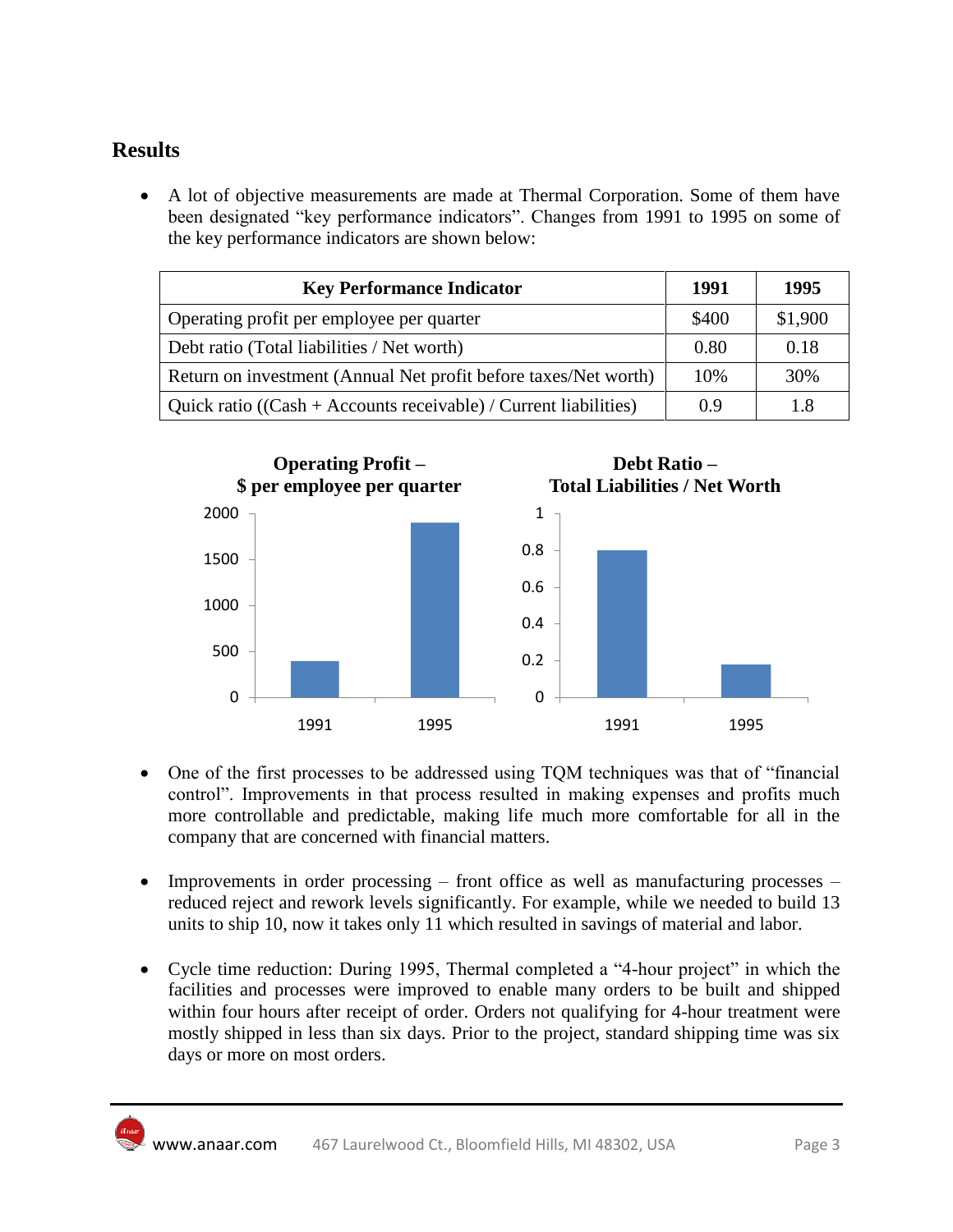## Results

- A lot of objective measurements are made at Thermal Corporation. Some of them have been designated "key performance indicators". Changes from 1991 to 1995 on some of the key performance indicators are shown below:

| Key Performance Indicator | 1991 | 1995 |
|---|---|---|
| Operating profit per employee per quarter | $400 | $1,900 |
| Debt ratio (Total liabilities / Net worth) | 0.80 | 0.18 |
| Return on investment (Annual Net profit before taxes/Net worth) | 10% | 30% |
| Quick ratio ((Cash + Accounts receivable) / Current liabilities) | 0.9 | 1.8 |

**Operating Profit – $ per employee per quarter**

**Debt Ratio – Total Liabilities / Net Worth**

- One of the first processes to be addressed using TQM techniques was that of "financial control". Improvements in that process resulted in making expenses and profits much more controllable and predictable, making life much more comfortable for all in the company that are concerned with financial matters.

- Improvements in order processing – front office as well as manufacturing processes – reduced reject and rework levels significantly. For example, while we needed to build 13 units to ship 10, now it takes only 11 which resulted in savings of material and labor.

- Cycle time reduction: During 1995, Thermal completed a "4-hour project" in which the facilities and processes were improved to enable many orders to be built and shipped within four hours after receipt of order. Orders not qualifying for 4-hour treatment were mostly shipped in less than six days. Prior to the project, standard shipping time was six days or more on most orders.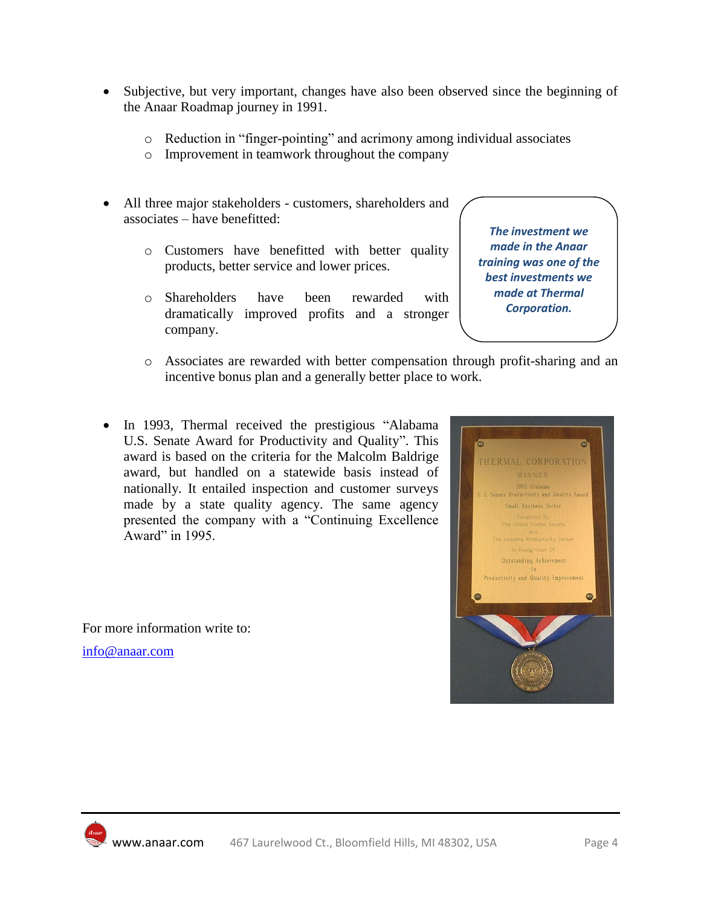- Subjective, but very important, changes have also been observed since the beginning of the Anaar Roadmap journey in 1991.
  - Reduction in "finger-pointing" and acrimony among individual associates
  - Improvement in teamwork throughout the company

- All three major stakeholders - customers, shareholders and associates – have benefitted:
  - Customers have benefitted with better quality products, better service and lower prices.
  - Shareholders have been rewarded with dramatically improved profits and a stronger company.
  - Associates are rewarded with better compensation through profit-sharing and an incentive bonus plan and a generally better place to work.

***The investment we made in the Anaar training was one of the best investments we made at Thermal Corporation.***

- In 1993, Thermal received the prestigious "Alabama U.S. Senate Award for Productivity and Quality". This award is based on the criteria for the Malcolm Baldrige award, but handled on a statewide basis instead of nationally. It entailed inspection and customer surveys made by a state quality agency. The same agency presented the company with a "Continuing Excellence Award" in 1995.

For more information write to:

info@anaar.com